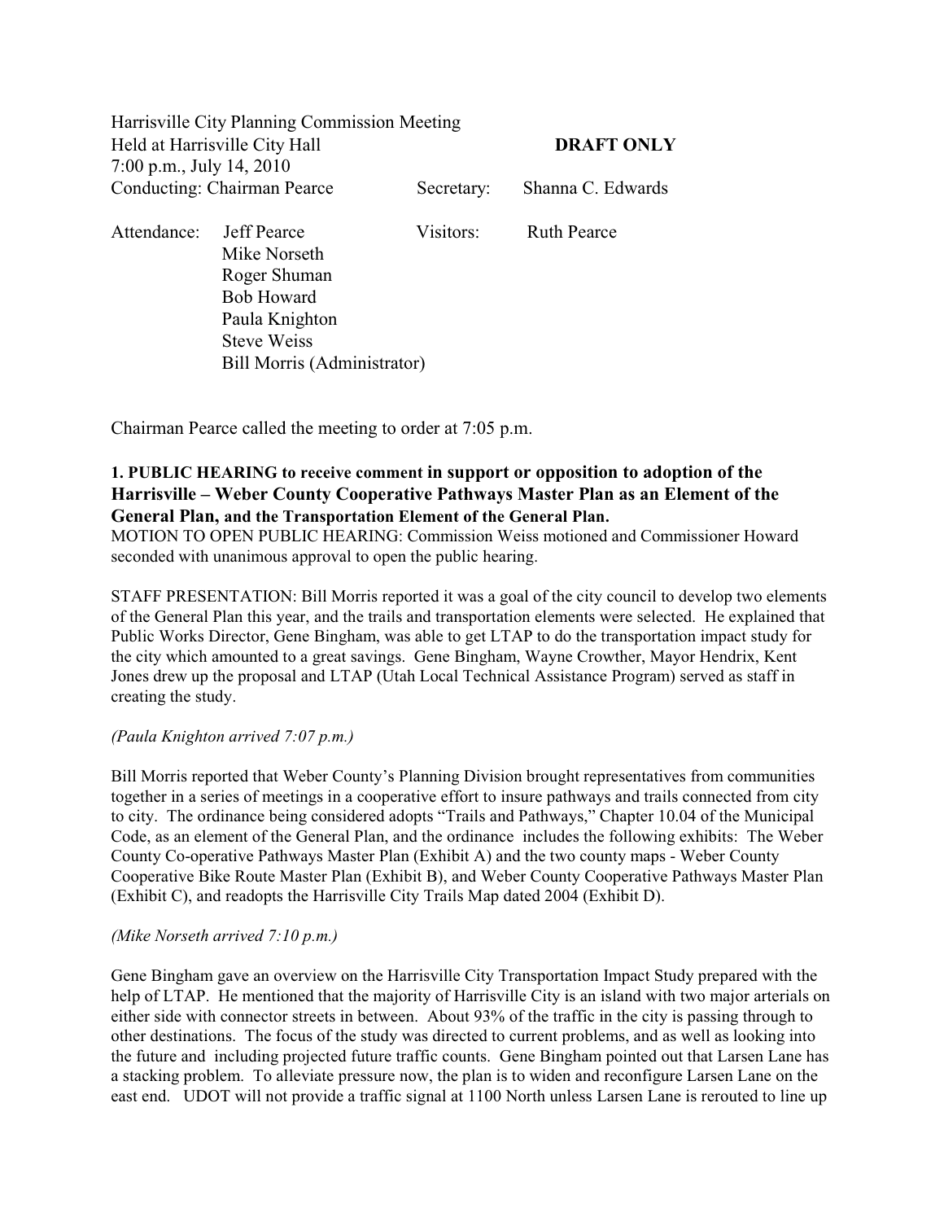Harrisville City Planning Commission Meeting
Held at Harrisville City Hall **DRAFT ONLY**
7:00 p.m., July 14, 2010
Conducting: Chairman Pearce Secretary: Shanna C. Edwards

Attendance: Jeff Pearce
Mike Norseth
Roger Shuman
Bob Howard
Paula Knighton
Steve Weiss
Bill Morris (Administrator)

Visitors: Ruth Pearce

Chairman Pearce called the meeting to order at 7:05 p.m.

**1. PUBLIC HEARING to receive comment in support or opposition to adoption of the Harrisville – Weber County Cooperative Pathways Master Plan as an Element of the General Plan, and the Transportation Element of the General Plan.**

MOTION TO OPEN PUBLIC HEARING: Commission Weiss motioned and Commissioner Howard seconded with unanimous approval to open the public hearing.

STAFF PRESENTATION: Bill Morris reported it was a goal of the city council to develop two elements of the General Plan this year, and the trails and transportation elements were selected. He explained that Public Works Director, Gene Bingham, was able to get LTAP to do the transportation impact study for the city which amounted to a great savings. Gene Bingham, Wayne Crowther, Mayor Hendrix, Kent Jones drew up the proposal and LTAP (Utah Local Technical Assistance Program) served as staff in creating the study.

*(Paula Knighton arrived 7:07 p.m.)*

Bill Morris reported that Weber County's Planning Division brought representatives from communities together in a series of meetings in a cooperative effort to insure pathways and trails connected from city to city. The ordinance being considered adopts "Trails and Pathways," Chapter 10.04 of the Municipal Code, as an element of the General Plan, and the ordinance includes the following exhibits: The Weber County Co-operative Pathways Master Plan (Exhibit A) and the two county maps - Weber County Cooperative Bike Route Master Plan (Exhibit B), and Weber County Cooperative Pathways Master Plan (Exhibit C), and readopts the Harrisville City Trails Map dated 2004 (Exhibit D).

*(Mike Norseth arrived 7:10 p.m.)*

Gene Bingham gave an overview on the Harrisville City Transportation Impact Study prepared with the help of LTAP. He mentioned that the majority of Harrisville City is an island with two major arterials on either side with connector streets in between. About 93% of the traffic in the city is passing through to other destinations. The focus of the study was directed to current problems, and as well as looking into the future and including projected future traffic counts. Gene Bingham pointed out that Larsen Lane has a stacking problem. To alleviate pressure now, the plan is to widen and reconfigure Larsen Lane on the east end. UDOT will not provide a traffic signal at 1100 North unless Larsen Lane is rerouted to line up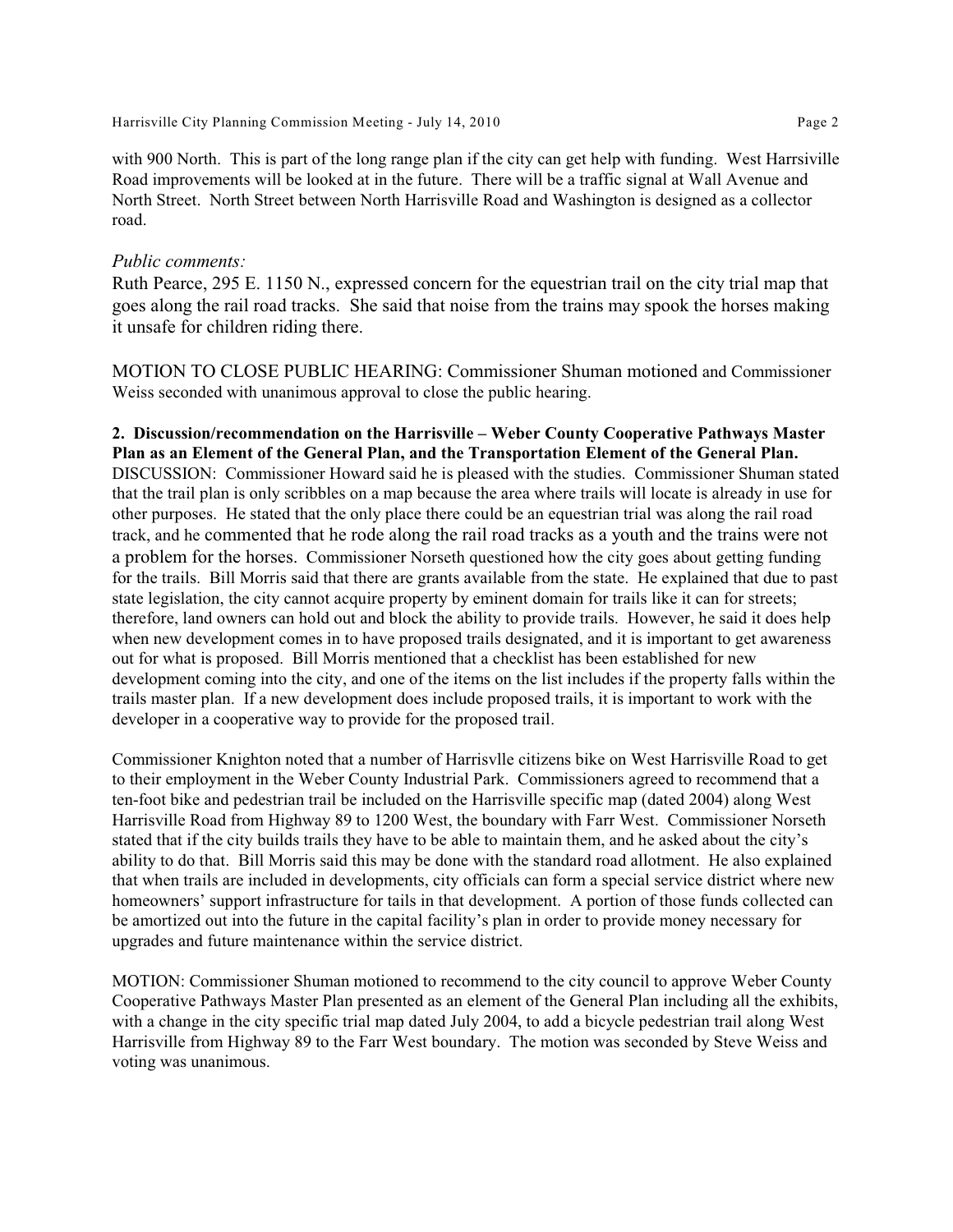with 900 North. This is part of the long range plan if the city can get help with funding. West Harrsiville Road improvements will be looked at in the future. There will be a traffic signal at Wall Avenue and North Street. North Street between North Harrisville Road and Washington is designed as a collector road.

*Public comments:*

Ruth Pearce, 295 E. 1150 N., expressed concern for the equestrian trail on the city trial map that goes along the rail road tracks. She said that noise from the trains may spook the horses making it unsafe for children riding there.

MOTION TO CLOSE PUBLIC HEARING: Commissioner Shuman motioned and Commissioner Weiss seconded with unanimous approval to close the public hearing.

**2. Discussion/recommendation on the Harrisville – Weber County Cooperative Pathways Master Plan as an Element of the General Plan, and the Transportation Element of the General Plan.**

DISCUSSION: Commissioner Howard said he is pleased with the studies. Commissioner Shuman stated that the trail plan is only scribbles on a map because the area where trails will locate is already in use for other purposes. He stated that the only place there could be an equestrian trial was along the rail road track, and he commented that he rode along the rail road tracks as a youth and the trains were not a problem for the horses. Commissioner Norseth questioned how the city goes about getting funding for the trails. Bill Morris said that there are grants available from the state. He explained that due to past state legislation, the city cannot acquire property by eminent domain for trails like it can for streets; therefore, land owners can hold out and block the ability to provide trails. However, he said it does help when new development comes in to have proposed trails designated, and it is important to get awareness out for what is proposed. Bill Morris mentioned that a checklist has been established for new development coming into the city, and one of the items on the list includes if the property falls within the trails master plan. If a new development does include proposed trails, it is important to work with the developer in a cooperative way to provide for the proposed trail.

Commissioner Knighton noted that a number of Harrisvlle citizens bike on West Harrisville Road to get to their employment in the Weber County Industrial Park. Commissioners agreed to recommend that a ten-foot bike and pedestrian trail be included on the Harrisville specific map (dated 2004) along West Harrisville Road from Highway 89 to 1200 West, the boundary with Farr West. Commissioner Norseth stated that if the city builds trails they have to be able to maintain them, and he asked about the city's ability to do that. Bill Morris said this may be done with the standard road allotment. He also explained that when trails are included in developments, city officials can form a special service district where new homeowners' support infrastructure for tails in that development. A portion of those funds collected can be amortized out into the future in the capital facility's plan in order to provide money necessary for upgrades and future maintenance within the service district.

MOTION: Commissioner Shuman motioned to recommend to the city council to approve Weber County Cooperative Pathways Master Plan presented as an element of the General Plan including all the exhibits, with a change in the city specific trial map dated July 2004, to add a bicycle pedestrian trail along West Harrisville from Highway 89 to the Farr West boundary. The motion was seconded by Steve Weiss and voting was unanimous.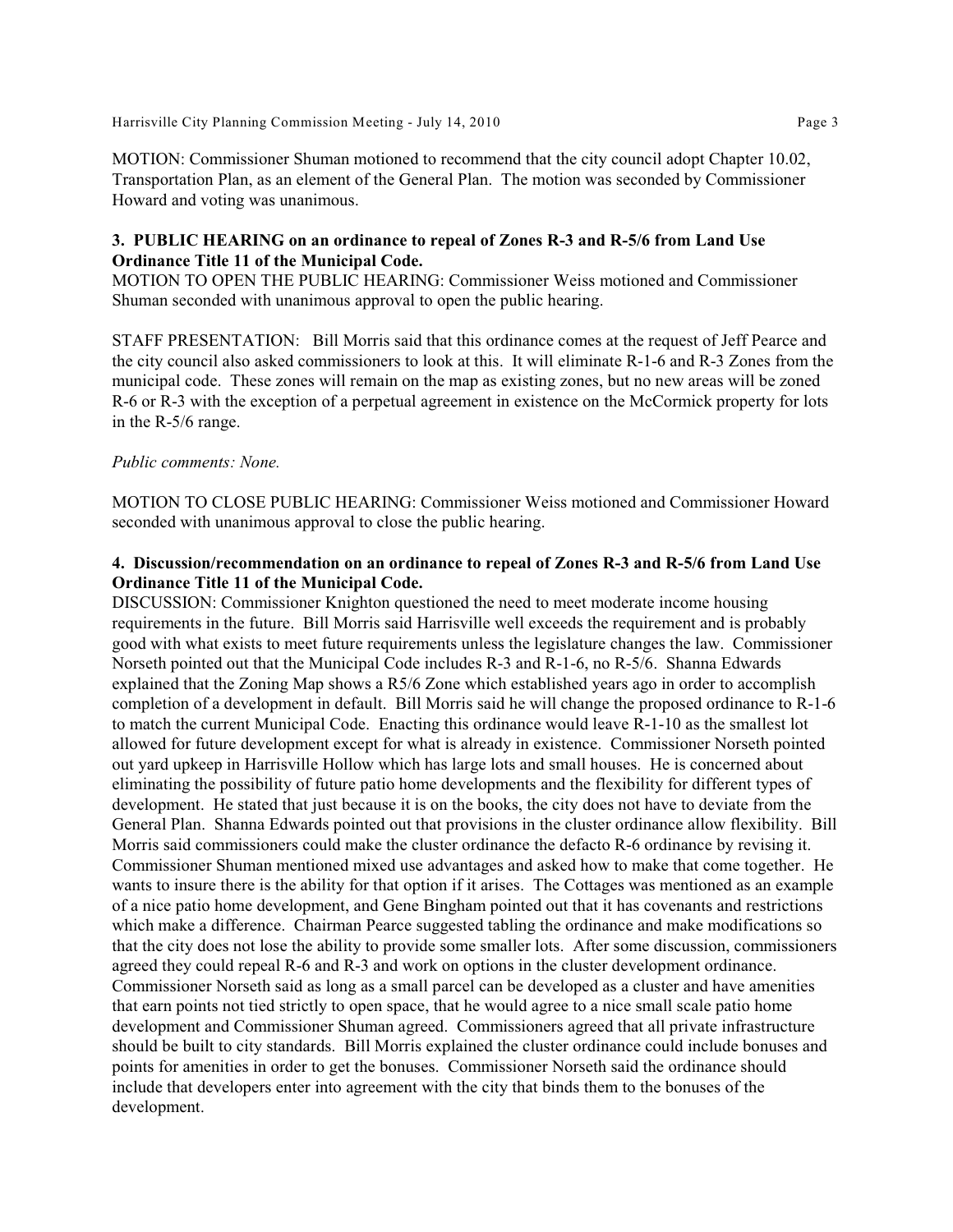MOTION: Commissioner Shuman motioned to recommend that the city council adopt Chapter 10.02, Transportation Plan, as an element of the General Plan. The motion was seconded by Commissioner Howard and voting was unanimous.

**3. PUBLIC HEARING on an ordinance to repeal of Zones R-3 and R-5/6 from Land Use Ordinance Title 11 of the Municipal Code.**

MOTION TO OPEN THE PUBLIC HEARING: Commissioner Weiss motioned and Commissioner Shuman seconded with unanimous approval to open the public hearing.

STAFF PRESENTATION: Bill Morris said that this ordinance comes at the request of Jeff Pearce and the city council also asked commissioners to look at this. It will eliminate R-1-6 and R-3 Zones from the municipal code. These zones will remain on the map as existing zones, but no new areas will be zoned R-6 or R-3 with the exception of a perpetual agreement in existence on the McCormick property for lots in the R-5/6 range.

*Public comments: None.*

MOTION TO CLOSE PUBLIC HEARING: Commissioner Weiss motioned and Commissioner Howard seconded with unanimous approval to close the public hearing.

**4. Discussion/recommendation on an ordinance to repeal of Zones R-3 and R-5/6 from Land Use Ordinance Title 11 of the Municipal Code.**

DISCUSSION: Commissioner Knighton questioned the need to meet moderate income housing requirements in the future. Bill Morris said Harrisville well exceeds the requirement and is probably good with what exists to meet future requirements unless the legislature changes the law. Commissioner Norseth pointed out that the Municipal Code includes R-3 and R-1-6, no R-5/6. Shanna Edwards explained that the Zoning Map shows a R5/6 Zone which established years ago in order to accomplish completion of a development in default. Bill Morris said he will change the proposed ordinance to R-1-6 to match the current Municipal Code. Enacting this ordinance would leave R-1-10 as the smallest lot allowed for future development except for what is already in existence. Commissioner Norseth pointed out yard upkeep in Harrisville Hollow which has large lots and small houses. He is concerned about eliminating the possibility of future patio home developments and the flexibility for different types of development. He stated that just because it is on the books, the city does not have to deviate from the General Plan. Shanna Edwards pointed out that provisions in the cluster ordinance allow flexibility. Bill Morris said commissioners could make the cluster ordinance the defacto R-6 ordinance by revising it. Commissioner Shuman mentioned mixed use advantages and asked how to make that come together. He wants to insure there is the ability for that option if it arises. The Cottages was mentioned as an example of a nice patio home development, and Gene Bingham pointed out that it has covenants and restrictions which make a difference. Chairman Pearce suggested tabling the ordinance and make modifications so that the city does not lose the ability to provide some smaller lots. After some discussion, commissioners agreed they could repeal R-6 and R-3 and work on options in the cluster development ordinance. Commissioner Norseth said as long as a small parcel can be developed as a cluster and have amenities that earn points not tied strictly to open space, that he would agree to a nice small scale patio home development and Commissioner Shuman agreed. Commissioners agreed that all private infrastructure should be built to city standards. Bill Morris explained the cluster ordinance could include bonuses and points for amenities in order to get the bonuses. Commissioner Norseth said the ordinance should include that developers enter into agreement with the city that binds them to the bonuses of the development.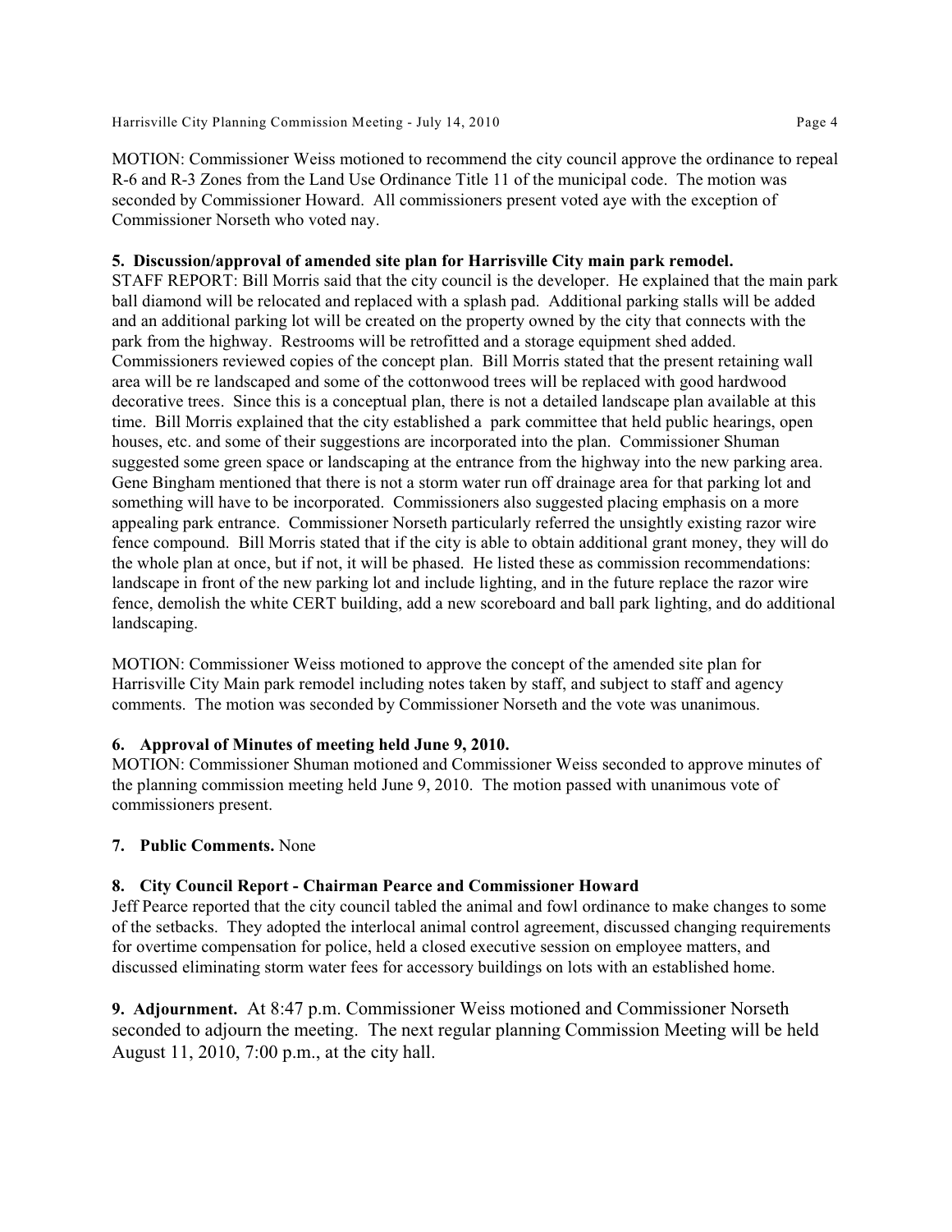MOTION: Commissioner Weiss motioned to recommend the city council approve the ordinance to repeal R-6 and R-3 Zones from the Land Use Ordinance Title 11 of the municipal code. The motion was seconded by Commissioner Howard. All commissioners present voted aye with the exception of Commissioner Norseth who voted nay.

**5. Discussion/approval of amended site plan for Harrisville City main park remodel.**

STAFF REPORT: Bill Morris said that the city council is the developer. He explained that the main park ball diamond will be relocated and replaced with a splash pad. Additional parking stalls will be added and an additional parking lot will be created on the property owned by the city that connects with the park from the highway. Restrooms will be retrofitted and a storage equipment shed added. Commissioners reviewed copies of the concept plan. Bill Morris stated that the present retaining wall area will be re landscaped and some of the cottonwood trees will be replaced with good hardwood decorative trees. Since this is a conceptual plan, there is not a detailed landscape plan available at this time. Bill Morris explained that the city established a park committee that held public hearings, open houses, etc. and some of their suggestions are incorporated into the plan. Commissioner Shuman suggested some green space or landscaping at the entrance from the highway into the new parking area. Gene Bingham mentioned that there is not a storm water run off drainage area for that parking lot and something will have to be incorporated. Commissioners also suggested placing emphasis on a more appealing park entrance. Commissioner Norseth particularly referred the unsightly existing razor wire fence compound. Bill Morris stated that if the city is able to obtain additional grant money, they will do the whole plan at once, but if not, it will be phased. He listed these as commission recommendations: landscape in front of the new parking lot and include lighting, and in the future replace the razor wire fence, demolish the white CERT building, add a new scoreboard and ball park lighting, and do additional landscaping.

MOTION: Commissioner Weiss motioned to approve the concept of the amended site plan for Harrisville City Main park remodel including notes taken by staff, and subject to staff and agency comments. The motion was seconded by Commissioner Norseth and the vote was unanimous.

**6. Approval of Minutes of meeting held June 9, 2010.**

MOTION: Commissioner Shuman motioned and Commissioner Weiss seconded to approve minutes of the planning commission meeting held June 9, 2010. The motion passed with unanimous vote of commissioners present.

**7. Public Comments.** None

**8. City Council Report - Chairman Pearce and Commissioner Howard**

Jeff Pearce reported that the city council tabled the animal and fowl ordinance to make changes to some of the setbacks. They adopted the interlocal animal control agreement, discussed changing requirements for overtime compensation for police, held a closed executive session on employee matters, and discussed eliminating storm water fees for accessory buildings on lots with an established home.

**9. Adjournment.** At 8:47 p.m. Commissioner Weiss motioned and Commissioner Norseth seconded to adjourn the meeting. The next regular planning Commission Meeting will be held August 11, 2010, 7:00 p.m., at the city hall.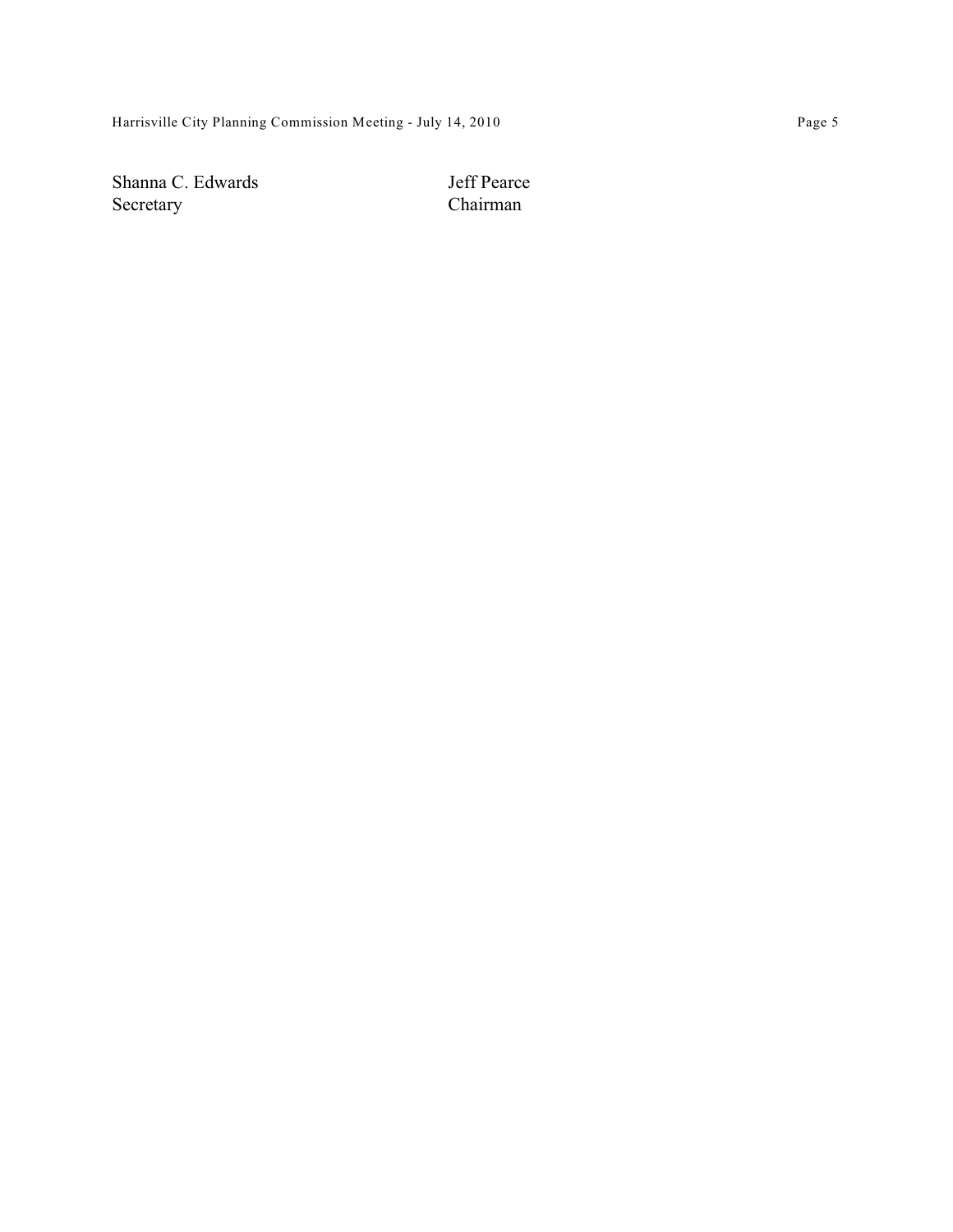| | |
|---|---|
| Shanna C. Edwards | Jeff Pearce |
| Secretary | Chairman |